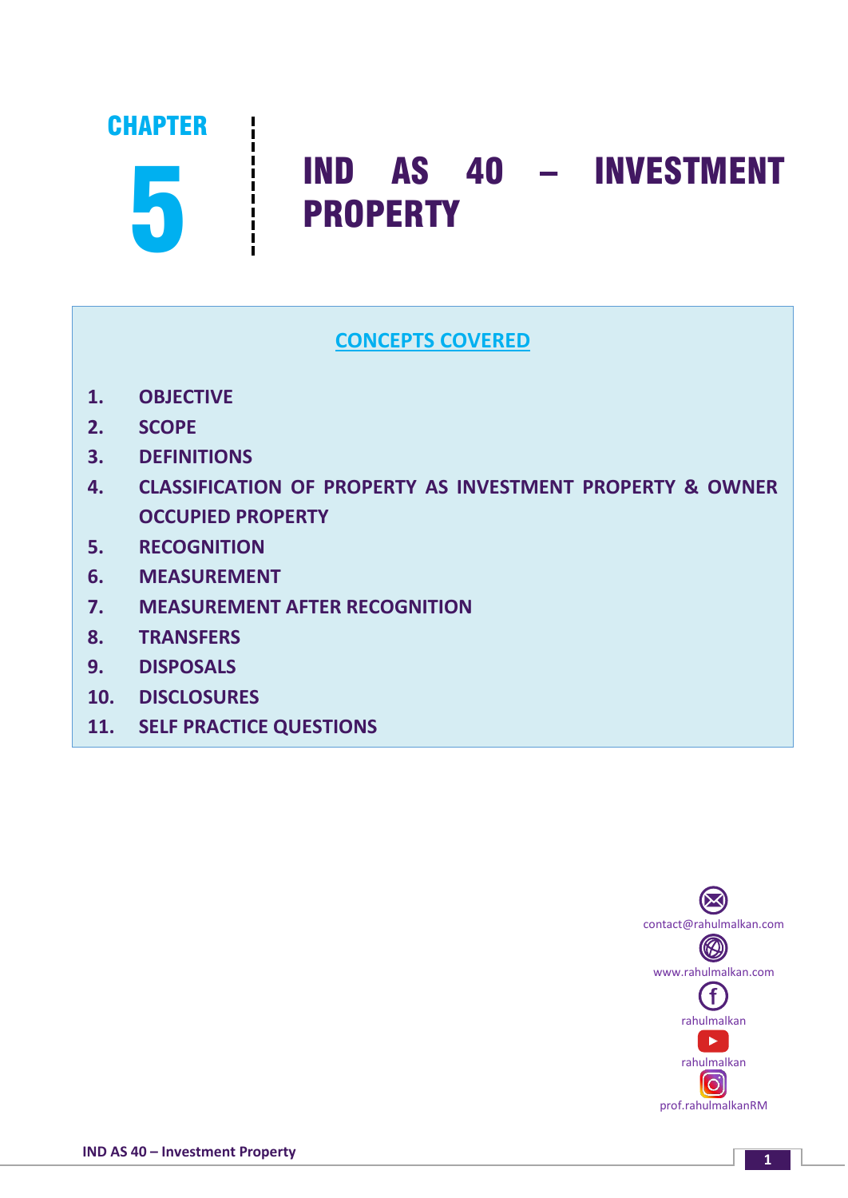# CHAPTER 5

# IND AS 40 – INVESTMENT PROPERTY

## CONCEPTS COVERED

1. OBJECTIVE
2. SCOPE
3. DEFINITIONS
4. CLASSIFICATION OF PROPERTY AS INVESTMENT PROPERTY & OWNER OCCUPIED PROPERTY
5. RECOGNITION
6. MEASUREMENT
7. MEASUREMENT AFTER RECOGNITION
8. TRANSFERS
9. DISPOSALS
10. DISCLOSURES
11. SELF PRACTICE QUESTIONS

contact@rahulmalkan.com

www.rahulmalkan.com

rahulmalkan

rahulmalkan

prof.rahulmalkanRM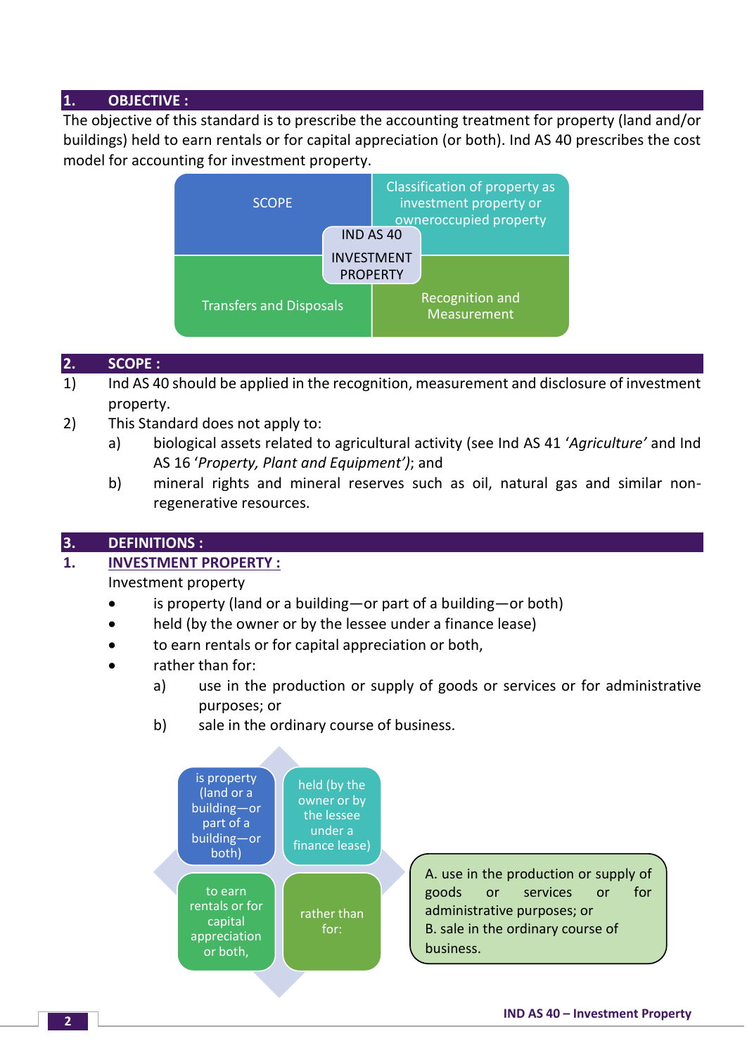## 1. OBJECTIVE :

The objective of this standard is to prescribe the accounting treatment for property (land and/or buildings) held to earn rentals or for capital appreciation (or both). Ind AS 40 prescribes the cost model for accounting for investment property.

IND AS 40 INVESTMENT PROPERTY

- SCOPE
- Classification of property as investment property or owneroccupied property
- Transfers and Disposals
- Recognition and Measurement

## 2. SCOPE :

1) Ind AS 40 should be applied in the recognition, measurement and disclosure of investment property.
2) This Standard does not apply to:
   a) biological assets related to agricultural activity (see Ind AS 41 '*Agriculture'* and Ind AS 16 '*Property, Plant and Equipment'*); and
   b) mineral rights and mineral reserves such as oil, natural gas and similar non-regenerative resources.

## 3. DEFINITIONS :

### 1. INVESTMENT PROPERTY :

Investment property

- is property (land or a building—or part of a building—or both)
- held (by the owner or by the lessee under a finance lease)
- to earn rentals or for capital appreciation or both,
- rather than for:
  a) use in the production or supply of goods or services or for administrative purposes; or
  b) sale in the ordinary course of business.

- is property (land or a building—or part of a building—or both)
- held (by the owner or by the lessee under a finance lease)
- to earn rentals or for capital appreciation or both,
- rather than for:

A. use in the production or supply of goods or services or for administrative purposes; or
B. sale in the ordinary course of business.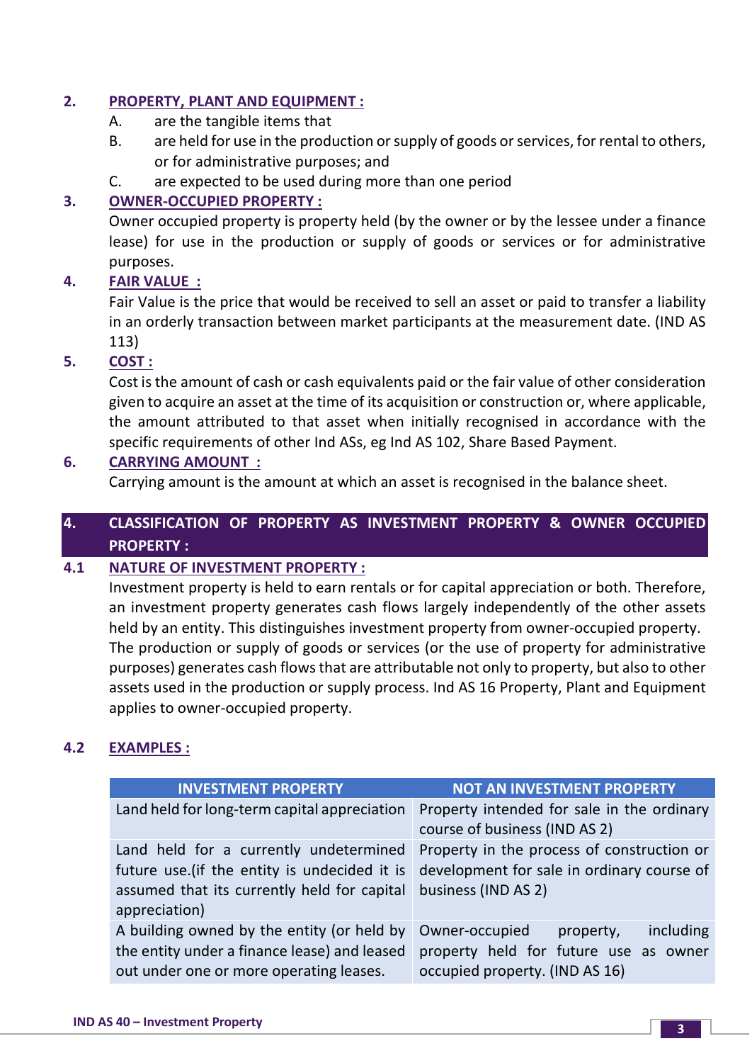**2. PROPERTY, PLANT AND EQUIPMENT :**

A. are the tangible items that

B. are held for use in the production or supply of goods or services, for rental to others, or for administrative purposes; and

C. are expected to be used during more than one period

**3. OWNER-OCCUPIED PROPERTY :**

Owner occupied property is property held (by the owner or by the lessee under a finance lease) for use in the production or supply of goods or services or for administrative purposes.

**4. FAIR VALUE :**

Fair Value is the price that would be received to sell an asset or paid to transfer a liability in an orderly transaction between market participants at the measurement date. (IND AS 113)

**5. COST :**

Cost is the amount of cash or cash equivalents paid or the fair value of other consideration given to acquire an asset at the time of its acquisition or construction or, where applicable, the amount attributed to that asset when initially recognised in accordance with the specific requirements of other Ind ASs, eg Ind AS 102, Share Based Payment.

**6. CARRYING AMOUNT :**

Carrying amount is the amount at which an asset is recognised in the balance sheet.

## 4. CLASSIFICATION OF PROPERTY AS INVESTMENT PROPERTY & OWNER OCCUPIED PROPERTY :

### 4.1 NATURE OF INVESTMENT PROPERTY :

Investment property is held to earn rentals or for capital appreciation or both. Therefore, an investment property generates cash flows largely independently of the other assets held by an entity. This distinguishes investment property from owner-occupied property. The production or supply of goods or services (or the use of property for administrative purposes) generates cash flows that are attributable not only to property, but also to other assets used in the production or supply process. Ind AS 16 Property, Plant and Equipment applies to owner-occupied property.

### 4.2 EXAMPLES :

| INVESTMENT PROPERTY | NOT AN INVESTMENT PROPERTY |
|---|---|
| Land held for long-term capital appreciation | Property intended for sale in the ordinary course of business (IND AS 2) |
| Land held for a currently undetermined future use.(if the entity is undecided it is assumed that its currently held for capital appreciation) | Property in the process of construction or development for sale in ordinary course of business (IND AS 2) |
| A building owned by the entity (or held by the entity under a finance lease) and leased out under one or more operating leases. | Owner-occupied property, including property held for future use as owner occupied property. (IND AS 16) |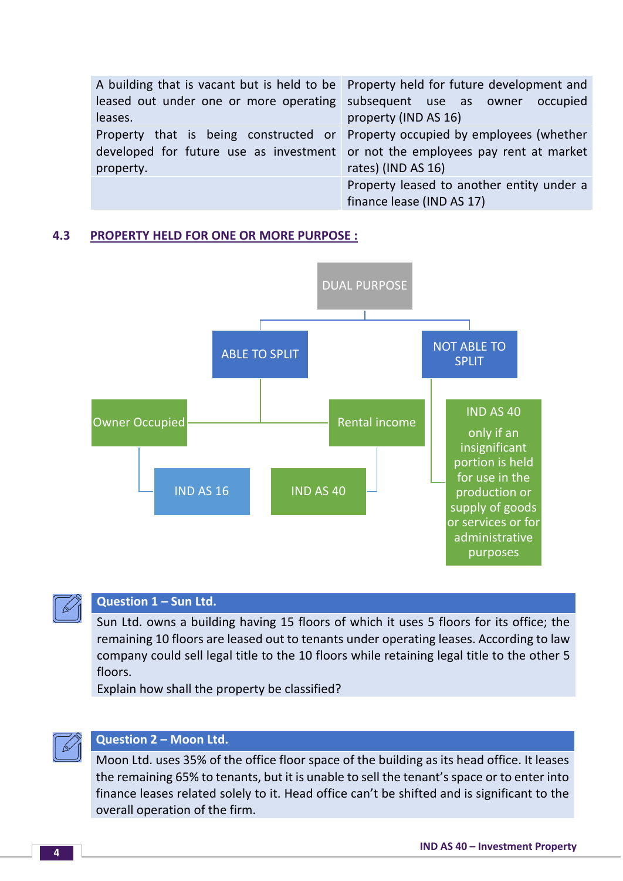| | |
|---|---|
| A building that is vacant but is held to be leased out under one or more operating leases. | Property held for future development and subsequent use as owner occupied property (IND AS 16) |
| Property that is being constructed or developed for future use as investment property. | Property occupied by employees (whether or not the employees pay rent at market rates) (IND AS 16) |
| | Property leased to another entity under a finance lease (IND AS 17) |

## 4.3 PROPERTY HELD FOR ONE OR MORE PURPOSE :

DUAL PURPOSE

- ABLE TO SPLIT
  - Owner Occupied → IND AS 16
  - Rental income → IND AS 40
- NOT ABLE TO SPLIT
  - IND AS 40 only if an insignificant portion is held for use in the production or supply of goods or services or for administrative purposes

**Question 1 – Sun Ltd.**

Sun Ltd. owns a building having 15 floors of which it uses 5 floors for its office; the remaining 10 floors are leased out to tenants under operating leases. According to law company could sell legal title to the 10 floors while retaining legal title to the other 5 floors.

Explain how shall the property be classified?

**Question 2 – Moon Ltd.**

Moon Ltd. uses 35% of the office floor space of the building as its head office. It leases the remaining 65% to tenants, but it is unable to sell the tenant's space or to enter into finance leases related solely to it. Head office can't be shifted and is significant to the overall operation of the firm.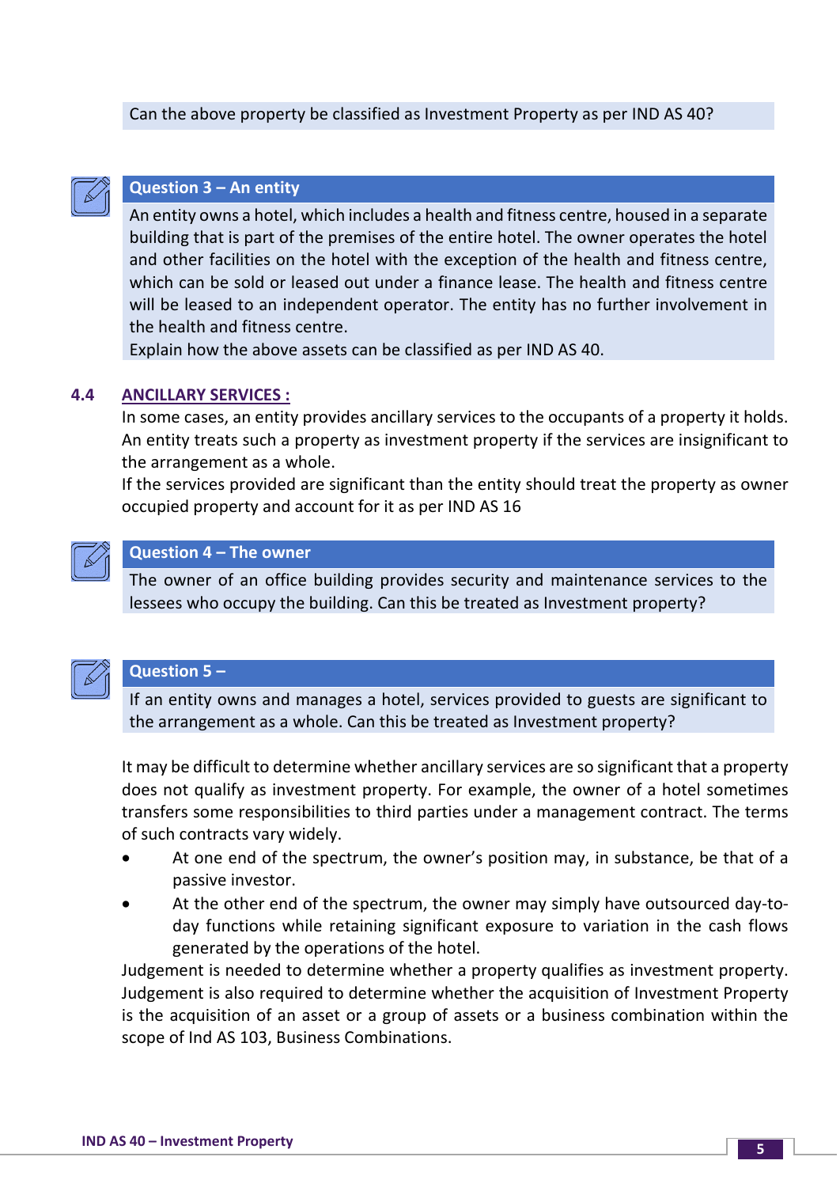Can the above property be classified as Investment Property as per IND AS 40?

**Question 3 – An entity**

An entity owns a hotel, which includes a health and fitness centre, housed in a separate building that is part of the premises of the entire hotel. The owner operates the hotel and other facilities on the hotel with the exception of the health and fitness centre, which can be sold or leased out under a finance lease. The health and fitness centre will be leased to an independent operator. The entity has no further involvement in the health and fitness centre.

Explain how the above assets can be classified as per IND AS 40.

## 4.4 ANCILLARY SERVICES :

In some cases, an entity provides ancillary services to the occupants of a property it holds. An entity treats such a property as investment property if the services are insignificant to the arrangement as a whole.

If the services provided are significant than the entity should treat the property as owner occupied property and account for it as per IND AS 16

**Question 4 – The owner**

The owner of an office building provides security and maintenance services to the lessees who occupy the building. Can this be treated as Investment property?

**Question 5 –**

If an entity owns and manages a hotel, services provided to guests are significant to the arrangement as a whole. Can this be treated as Investment property?

It may be difficult to determine whether ancillary services are so significant that a property does not qualify as investment property. For example, the owner of a hotel sometimes transfers some responsibilities to third parties under a management contract. The terms of such contracts vary widely.

- At one end of the spectrum, the owner's position may, in substance, be that of a passive investor.
- At the other end of the spectrum, the owner may simply have outsourced day-to-day functions while retaining significant exposure to variation in the cash flows generated by the operations of the hotel.

Judgement is needed to determine whether a property qualifies as investment property. Judgement is also required to determine whether the acquisition of Investment Property is the acquisition of an asset or a group of assets or a business combination within the scope of Ind AS 103, Business Combinations.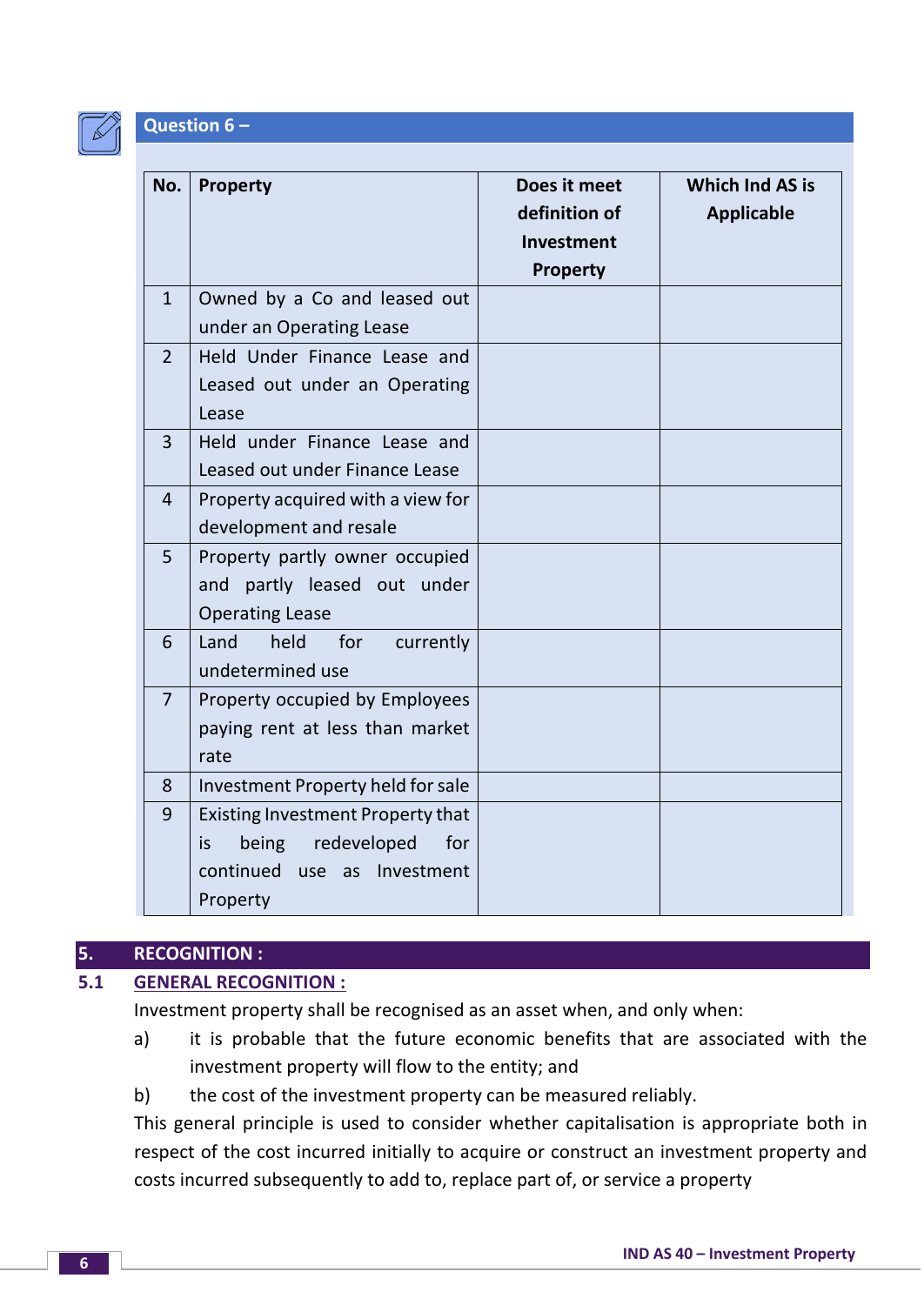## Question 6 –

| No. | Property | Does it meet definition of Investment Property | Which Ind AS is Applicable |
|---|---|---|---|
| 1 | Owned by a Co and leased out under an Operating Lease | | |
| 2 | Held Under Finance Lease and Leased out under an Operating Lease | | |
| 3 | Held under Finance Lease and Leased out under Finance Lease | | |
| 4 | Property acquired with a view for development and resale | | |
| 5 | Property partly owner occupied and partly leased out under Operating Lease | | |
| 6 | Land held for currently undetermined use | | |
| 7 | Property occupied by Employees paying rent at less than market rate | | |
| 8 | Investment Property held for sale | | |
| 9 | Existing Investment Property that is being redeveloped for continued use as Investment Property | | |

## 5. RECOGNITION :

### 5.1 GENERAL RECOGNITION :

Investment property shall be recognised as an asset when, and only when:

a) it is probable that the future economic benefits that are associated with the investment property will flow to the entity; and

b) the cost of the investment property can be measured reliably.

This general principle is used to consider whether capitalisation is appropriate both in respect of the cost incurred initially to acquire or construct an investment property and costs incurred subsequently to add to, replace part of, or service a property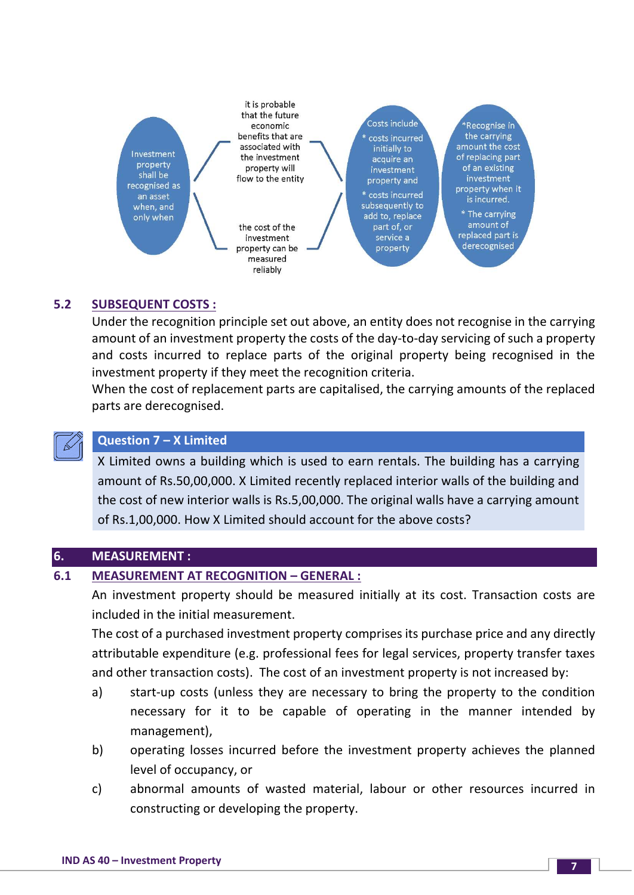Investment property shall be recognised as an asset when, and only when

- it is probable that the future economic benefits that are associated with the investment property will flow to the entity
- the cost of the investment property can be measured reliably

Costs include

* costs incurred initially to acquire an investment property and
* costs incurred subsequently to add to, replace part of, or service a property

*Recognise in the carrying amount the cost of replacing part of an existing investment property when it is incurred.

* The carrying amount of replaced part is derecognised

## 5.2 SUBSEQUENT COSTS :

Under the recognition principle set out above, an entity does not recognise in the carrying amount of an investment property the costs of the day-to-day servicing of such a property and costs incurred to replace parts of the original property being recognised in the investment property if they meet the recognition criteria.

When the cost of replacement parts are capitalised, the carrying amounts of the replaced parts are derecognised.

**Question 7 – X Limited**

X Limited owns a building which is used to earn rentals. The building has a carrying amount of Rs.50,00,000. X Limited recently replaced interior walls of the building and the cost of new interior walls is Rs.5,00,000. The original walls have a carrying amount of Rs.1,00,000. How X Limited should account for the above costs?

# 6. MEASUREMENT :

## 6.1 MEASUREMENT AT RECOGNITION – GENERAL :

An investment property should be measured initially at its cost. Transaction costs are included in the initial measurement.

The cost of a purchased investment property comprises its purchase price and any directly attributable expenditure (e.g. professional fees for legal services, property transfer taxes and other transaction costs). The cost of an investment property is not increased by:

a) start-up costs (unless they are necessary to bring the property to the condition necessary for it to be capable of operating in the manner intended by management),

b) operating losses incurred before the investment property achieves the planned level of occupancy, or

c) abnormal amounts of wasted material, labour or other resources incurred in constructing or developing the property.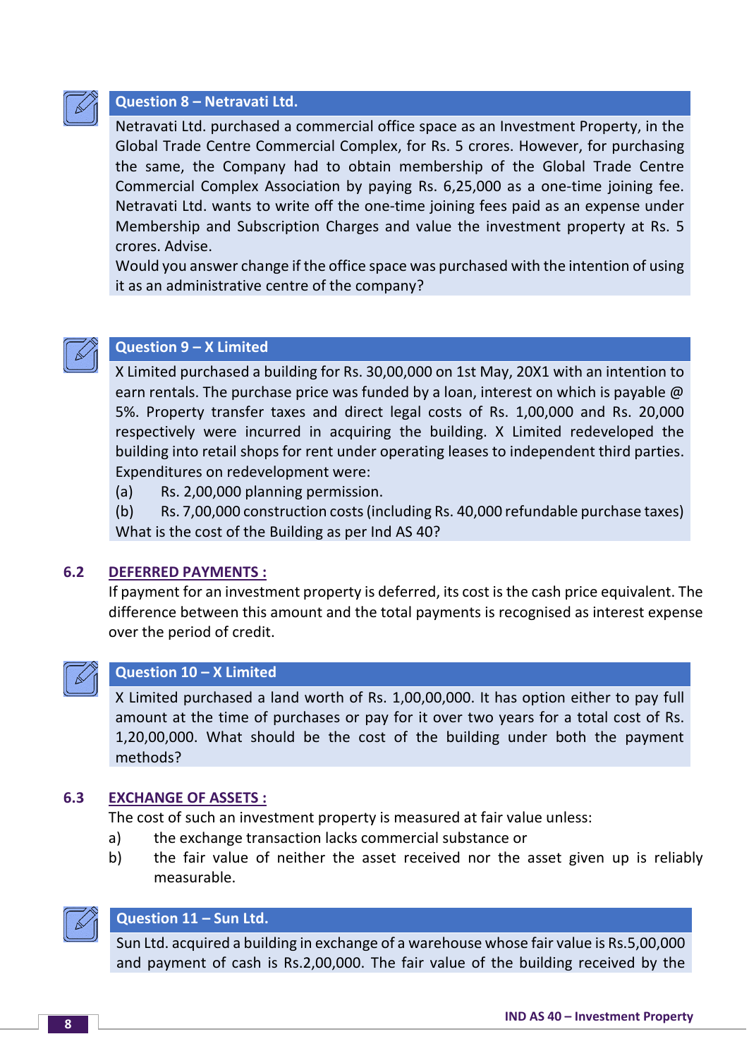### Question 8 – Netravati Ltd.

Netravati Ltd. purchased a commercial office space as an Investment Property, in the Global Trade Centre Commercial Complex, for Rs. 5 crores. However, for purchasing the same, the Company had to obtain membership of the Global Trade Centre Commercial Complex Association by paying Rs. 6,25,000 as a one-time joining fee. Netravati Ltd. wants to write off the one-time joining fees paid as an expense under Membership and Subscription Charges and value the investment property at Rs. 5 crores. Advise.

Would you answer change if the office space was purchased with the intention of using it as an administrative centre of the company?

### Question 9 – X Limited

X Limited purchased a building for Rs. 30,00,000 on 1st May, 20X1 with an intention to earn rentals. The purchase price was funded by a loan, interest on which is payable @ 5%. Property transfer taxes and direct legal costs of Rs. 1,00,000 and Rs. 20,000 respectively were incurred in acquiring the building. X Limited redeveloped the building into retail shops for rent under operating leases to independent third parties. Expenditures on redevelopment were:

(a) Rs. 2,00,000 planning permission.

(b) Rs. 7,00,000 construction costs (including Rs. 40,000 refundable purchase taxes)

What is the cost of the Building as per Ind AS 40?

## 6.2 DEFERRED PAYMENTS :

If payment for an investment property is deferred, its cost is the cash price equivalent. The difference between this amount and the total payments is recognised as interest expense over the period of credit.

### Question 10 – X Limited

X Limited purchased a land worth of Rs. 1,00,00,000. It has option either to pay full amount at the time of purchases or pay for it over two years for a total cost of Rs. 1,20,00,000. What should be the cost of the building under both the payment methods?

## 6.3 EXCHANGE OF ASSETS :

The cost of such an investment property is measured at fair value unless:

a) the exchange transaction lacks commercial substance or

b) the fair value of neither the asset received nor the asset given up is reliably measurable.

### Question 11 – Sun Ltd.

Sun Ltd. acquired a building in exchange of a warehouse whose fair value is Rs.5,00,000 and payment of cash is Rs.2,00,000. The fair value of the building received by the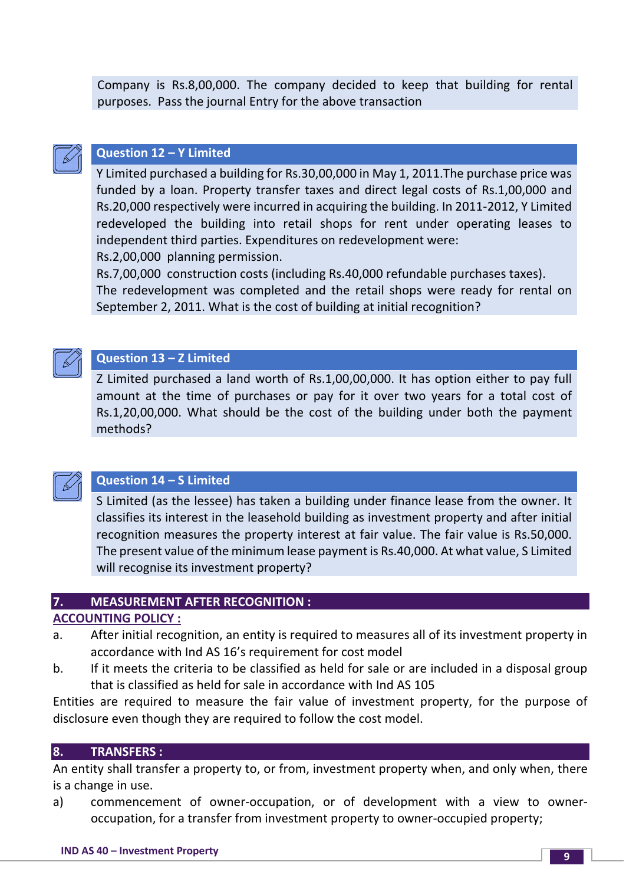Company is Rs.8,00,000. The company decided to keep that building for rental purposes. Pass the journal Entry for the above transaction

### Question 12 – Y Limited

Y Limited purchased a building for Rs.30,00,000 in May 1, 2011.The purchase price was funded by a loan. Property transfer taxes and direct legal costs of Rs.1,00,000 and Rs.20,000 respectively were incurred in acquiring the building. In 2011-2012, Y Limited redeveloped the building into retail shops for rent under operating leases to independent third parties. Expenditures on redevelopment were:

Rs.2,00,000 planning permission.

Rs.7,00,000 construction costs (including Rs.40,000 refundable purchases taxes).

The redevelopment was completed and the retail shops were ready for rental on September 2, 2011. What is the cost of building at initial recognition?

### Question 13 – Z Limited

Z Limited purchased a land worth of Rs.1,00,00,000. It has option either to pay full amount at the time of purchases or pay for it over two years for a total cost of Rs.1,20,00,000. What should be the cost of the building under both the payment methods?

### Question 14 – S Limited

S Limited (as the lessee) has taken a building under finance lease from the owner. It classifies its interest in the leasehold building as investment property and after initial recognition measures the property interest at fair value. The fair value is Rs.50,000. The present value of the minimum lease payment is Rs.40,000. At what value, S Limited will recognise its investment property?

## 7. MEASUREMENT AFTER RECOGNITION :

**ACCOUNTING POLICY :**

a. After initial recognition, an entity is required to measures all of its investment property in accordance with Ind AS 16's requirement for cost model

b. If it meets the criteria to be classified as held for sale or are included in a disposal group that is classified as held for sale in accordance with Ind AS 105

Entities are required to measure the fair value of investment property, for the purpose of disclosure even though they are required to follow the cost model.

## 8. TRANSFERS :

An entity shall transfer a property to, or from, investment property when, and only when, there is a change in use.

a) commencement of owner-occupation, or of development with a view to owner-occupation, for a transfer from investment property to owner-occupied property;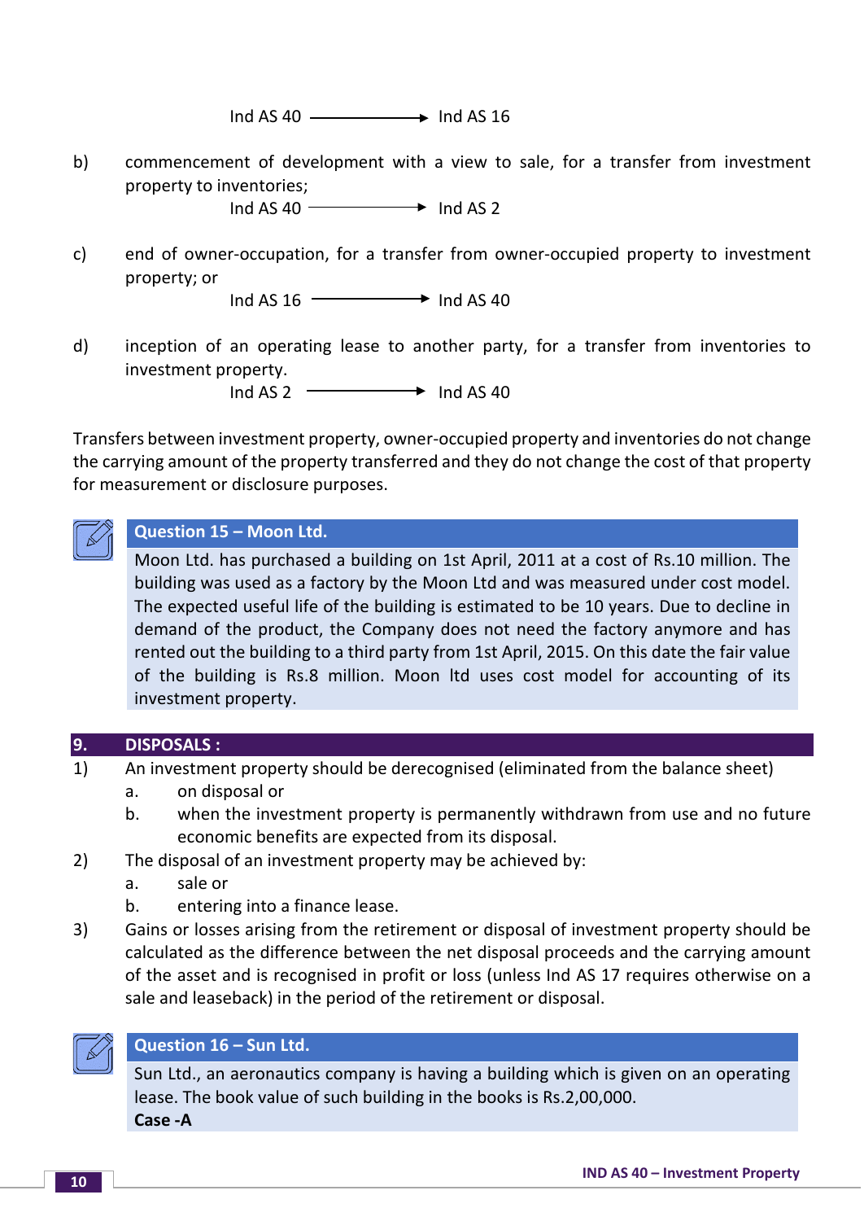Ind AS 40 → Ind AS 16

b) commencement of development with a view to sale, for a transfer from investment property to inventories;

Ind AS 40 → Ind AS 2

c) end of owner-occupation, for a transfer from owner-occupied property to investment property; or

Ind AS 16 → Ind AS 40

d) inception of an operating lease to another party, for a transfer from inventories to investment property.

Ind AS 2 → Ind AS 40

Transfers between investment property, owner-occupied property and inventories do not change the carrying amount of the property transferred and they do not change the cost of that property for measurement or disclosure purposes.

**Question 15 – Moon Ltd.**

Moon Ltd. has purchased a building on 1st April, 2011 at a cost of Rs.10 million. The building was used as a factory by the Moon Ltd and was measured under cost model. The expected useful life of the building is estimated to be 10 years. Due to decline in demand of the product, the Company does not need the factory anymore and has rented out the building to a third party from 1st April, 2015. On this date the fair value of the building is Rs.8 million. Moon ltd uses cost model for accounting of its investment property.

## 9. DISPOSALS :

1) An investment property should be derecognised (eliminated from the balance sheet)
   a. on disposal or
   b. when the investment property is permanently withdrawn from use and no future economic benefits are expected from its disposal.
2) The disposal of an investment property may be achieved by:
   a. sale or
   b. entering into a finance lease.
3) Gains or losses arising from the retirement or disposal of investment property should be calculated as the difference between the net disposal proceeds and the carrying amount of the asset and is recognised in profit or loss (unless Ind AS 17 requires otherwise on a sale and leaseback) in the period of the retirement or disposal.

**Question 16 – Sun Ltd.**

Sun Ltd., an aeronautics company is having a building which is given on an operating lease. The book value of such building in the books is Rs.2,00,000.

**Case -A**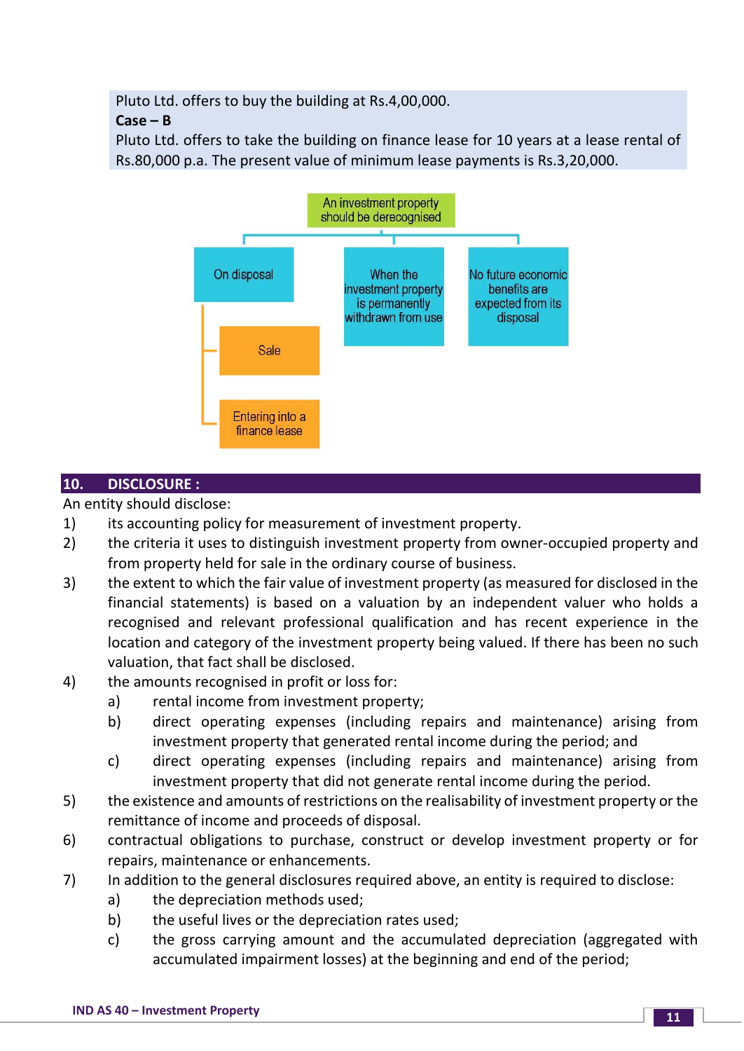Pluto Ltd. offers to buy the building at Rs.4,00,000.

**Case – B**

Pluto Ltd. offers to take the building on finance lease for 10 years at a lease rental of Rs.80,000 p.a. The present value of minimum lease payments is Rs.3,20,000.

An investment property should be derecognised

- On disposal
  - Sale
  - Entering into a finance lease
- When the investment property is permanently withdrawn from use
- No future economic benefits are expected from its disposal

## 10. DISCLOSURE :

An entity should disclose:

1) its accounting policy for measurement of investment property.
2) the criteria it uses to distinguish investment property from owner-occupied property and from property held for sale in the ordinary course of business.
3) the extent to which the fair value of investment property (as measured for disclosed in the financial statements) is based on a valuation by an independent valuer who holds a recognised and relevant professional qualification and has recent experience in the location and category of the investment property being valued. If there has been no such valuation, that fact shall be disclosed.
4) the amounts recognised in profit or loss for:
   a) rental income from investment property;
   b) direct operating expenses (including repairs and maintenance) arising from investment property that generated rental income during the period; and
   c) direct operating expenses (including repairs and maintenance) arising from investment property that did not generate rental income during the period.
5) the existence and amounts of restrictions on the realisability of investment property or the remittance of income and proceeds of disposal.
6) contractual obligations to purchase, construct or develop investment property or for repairs, maintenance or enhancements.
7) In addition to the general disclosures required above, an entity is required to disclose:
   a) the depreciation methods used;
   b) the useful lives or the depreciation rates used;
   c) the gross carrying amount and the accumulated depreciation (aggregated with accumulated impairment losses) at the beginning and end of the period;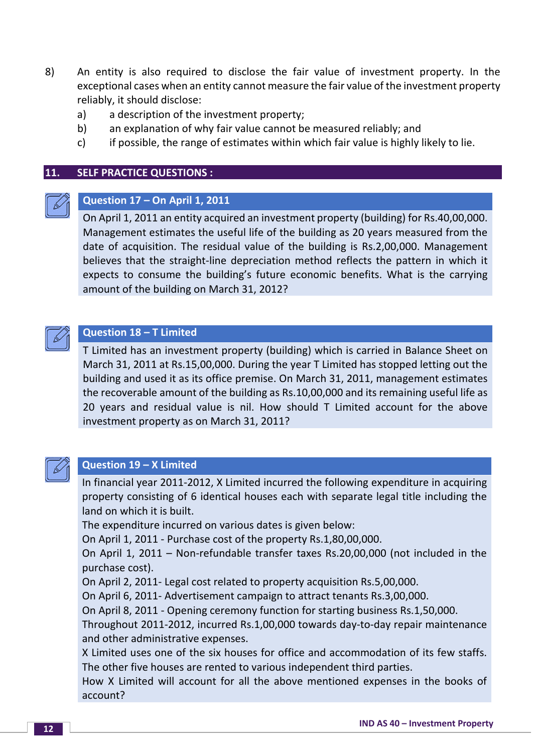8) An entity is also required to disclose the fair value of investment property. In the exceptional cases when an entity cannot measure the fair value of the investment property reliably, it should disclose:
   a) a description of the investment property;
   b) an explanation of why fair value cannot be measured reliably; and
   c) if possible, the range of estimates within which fair value is highly likely to lie.

## 11. SELF PRACTICE QUESTIONS :

### Question 17 – On April 1, 2011

On April 1, 2011 an entity acquired an investment property (building) for Rs.40,00,000. Management estimates the useful life of the building as 20 years measured from the date of acquisition. The residual value of the building is Rs.2,00,000. Management believes that the straight-line depreciation method reflects the pattern in which it expects to consume the building's future economic benefits. What is the carrying amount of the building on March 31, 2012?

### Question 18 – T Limited

T Limited has an investment property (building) which is carried in Balance Sheet on March 31, 2011 at Rs.15,00,000. During the year T Limited has stopped letting out the building and used it as its office premise. On March 31, 2011, management estimates the recoverable amount of the building as Rs.10,00,000 and its remaining useful life as 20 years and residual value is nil. How should T Limited account for the above investment property as on March 31, 2011?

### Question 19 – X Limited

In financial year 2011-2012, X Limited incurred the following expenditure in acquiring property consisting of 6 identical houses each with separate legal title including the land on which it is built.

The expenditure incurred on various dates is given below:

On April 1, 2011 - Purchase cost of the property Rs.1,80,00,000.

On April 1, 2011 – Non-refundable transfer taxes Rs.20,00,000 (not included in the purchase cost).

On April 2, 2011- Legal cost related to property acquisition Rs.5,00,000.

On April 6, 2011- Advertisement campaign to attract tenants Rs.3,00,000.

On April 8, 2011 - Opening ceremony function for starting business Rs.1,50,000.

Throughout 2011-2012, incurred Rs.1,00,000 towards day-to-day repair maintenance and other administrative expenses.

X Limited uses one of the six houses for office and accommodation of its few staffs. The other five houses are rented to various independent third parties.

How X Limited will account for all the above mentioned expenses in the books of account?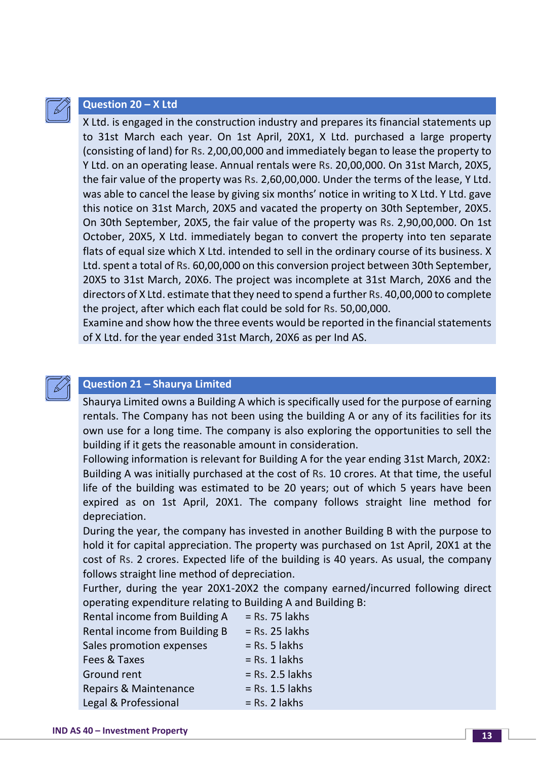## Question 20 – X Ltd

X Ltd. is engaged in the construction industry and prepares its financial statements up to 31st March each year. On 1st April, 20X1, X Ltd. purchased a large property (consisting of land) for Rs. 2,00,00,000 and immediately began to lease the property to Y Ltd. on an operating lease. Annual rentals were Rs. 20,00,000. On 31st March, 20X5, the fair value of the property was Rs. 2,60,00,000. Under the terms of the lease, Y Ltd. was able to cancel the lease by giving six months' notice in writing to X Ltd. Y Ltd. gave this notice on 31st March, 20X5 and vacated the property on 30th September, 20X5. On 30th September, 20X5, the fair value of the property was Rs. 2,90,00,000. On 1st October, 20X5, X Ltd. immediately began to convert the property into ten separate flats of equal size which X Ltd. intended to sell in the ordinary course of its business. X Ltd. spent a total of Rs. 60,00,000 on this conversion project between 30th September, 20X5 to 31st March, 20X6. The project was incomplete at 31st March, 20X6 and the directors of X Ltd. estimate that they need to spend a further Rs. 40,00,000 to complete the project, after which each flat could be sold for Rs. 50,00,000.

Examine and show how the three events would be reported in the financial statements of X Ltd. for the year ended 31st March, 20X6 as per Ind AS.

## Question 21 – Shaurya Limited

Shaurya Limited owns a Building A which is specifically used for the purpose of earning rentals. The Company has not been using the building A or any of its facilities for its own use for a long time. The company is also exploring the opportunities to sell the building if it gets the reasonable amount in consideration.

Following information is relevant for Building A for the year ending 31st March, 20X2:

Building A was initially purchased at the cost of Rs. 10 crores. At that time, the useful life of the building was estimated to be 20 years; out of which 5 years have been expired as on 1st April, 20X1. The company follows straight line method for depreciation.

During the year, the company has invested in another Building B with the purpose to hold it for capital appreciation. The property was purchased on 1st April, 20X1 at the cost of Rs. 2 crores. Expected life of the building is 40 years. As usual, the company follows straight line method of depreciation.

Further, during the year 20X1-20X2 the company earned/incurred following direct operating expenditure relating to Building A and Building B:

| | |
|---|---|
| Rental income from Building A | = Rs. 75 lakhs |
| Rental income from Building B | = Rs. 25 lakhs |
| Sales promotion expenses | = Rs. 5 lakhs |
| Fees & Taxes | = Rs. 1 lakhs |
| Ground rent | = Rs. 2.5 lakhs |
| Repairs & Maintenance | = Rs. 1.5 lakhs |
| Legal & Professional | = Rs. 2 lakhs |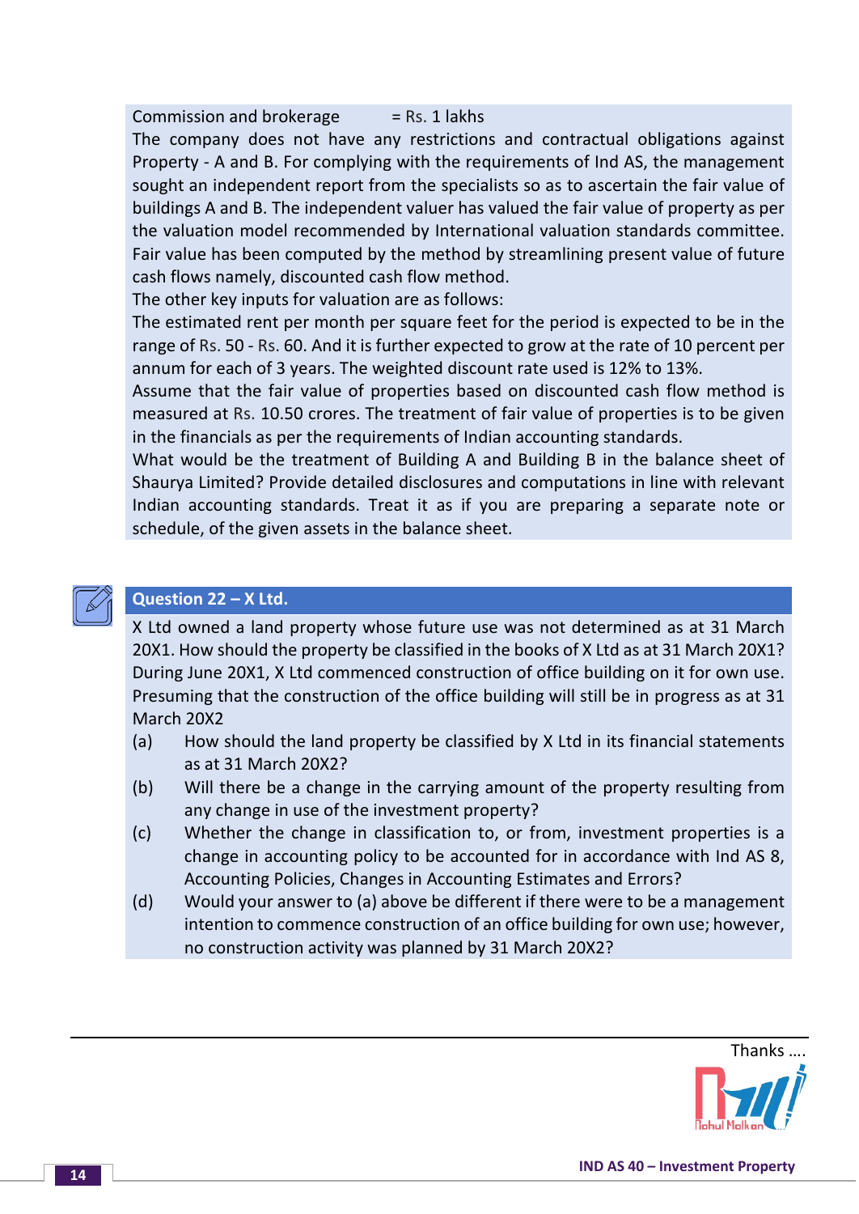Commission and brokerage = Rs. 1 lakhs

The company does not have any restrictions and contractual obligations against Property - A and B. For complying with the requirements of Ind AS, the management sought an independent report from the specialists so as to ascertain the fair value of buildings A and B. The independent valuer has valued the fair value of property as per the valuation model recommended by International valuation standards committee. Fair value has been computed by the method by streamlining present value of future cash flows namely, discounted cash flow method.

The other key inputs for valuation are as follows:

The estimated rent per month per square feet for the period is expected to be in the range of Rs. 50 - Rs. 60. And it is further expected to grow at the rate of 10 percent per annum for each of 3 years. The weighted discount rate used is 12% to 13%.

Assume that the fair value of properties based on discounted cash flow method is measured at Rs. 10.50 crores. The treatment of fair value of properties is to be given in the financials as per the requirements of Indian accounting standards.

What would be the treatment of Building A and Building B in the balance sheet of Shaurya Limited? Provide detailed disclosures and computations in line with relevant Indian accounting standards. Treat it as if you are preparing a separate note or schedule, of the given assets in the balance sheet.

## Question 22 – X Ltd.

X Ltd owned a land property whose future use was not determined as at 31 March 20X1. How should the property be classified in the books of X Ltd as at 31 March 20X1? During June 20X1, X Ltd commenced construction of office building on it for own use. Presuming that the construction of the office building will still be in progress as at 31 March 20X2

(a) How should the land property be classified by X Ltd in its financial statements as at 31 March 20X2?

(b) Will there be a change in the carrying amount of the property resulting from any change in use of the investment property?

(c) Whether the change in classification to, or from, investment properties is a change in accounting policy to be accounted for in accordance with Ind AS 8, Accounting Policies, Changes in Accounting Estimates and Errors?

(d) Would your answer to (a) above be different if there were to be a management intention to commence construction of an office building for own use; however, no construction activity was planned by 31 March 20X2?

Thanks ....